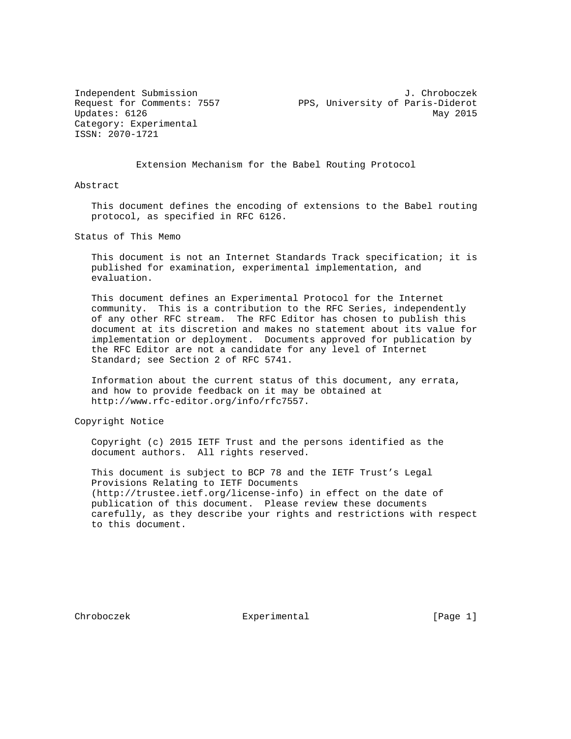Independent Submission                                     J. Chroboczek
Request for Comments: 7557           PPS, University of Paris-Diderot
Updates: 6126                                                   May 2015
Category: Experimental
ISSN: 2070-1721

# Extension Mechanism for the Babel Routing Protocol

## Abstract

This document defines the encoding of extensions to the Babel routing protocol, as specified in RFC 6126.

## Status of This Memo

This document is not an Internet Standards Track specification; it is published for examination, experimental implementation, and evaluation.

This document defines an Experimental Protocol for the Internet community. This is a contribution to the RFC Series, independently of any other RFC stream. The RFC Editor has chosen to publish this document at its discretion and makes no statement about its value for implementation or deployment. Documents approved for publication by the RFC Editor are not a candidate for any level of Internet Standard; see Section 2 of RFC 5741.

Information about the current status of this document, any errata, and how to provide feedback on it may be obtained at http://www.rfc-editor.org/info/rfc7557.

## Copyright Notice

Copyright (c) 2015 IETF Trust and the persons identified as the document authors. All rights reserved.

This document is subject to BCP 78 and the IETF Trust's Legal Provisions Relating to IETF Documents (http://trustee.ietf.org/license-info) in effect on the date of publication of this document. Please review these documents carefully, as they describe your rights and restrictions with respect to this document.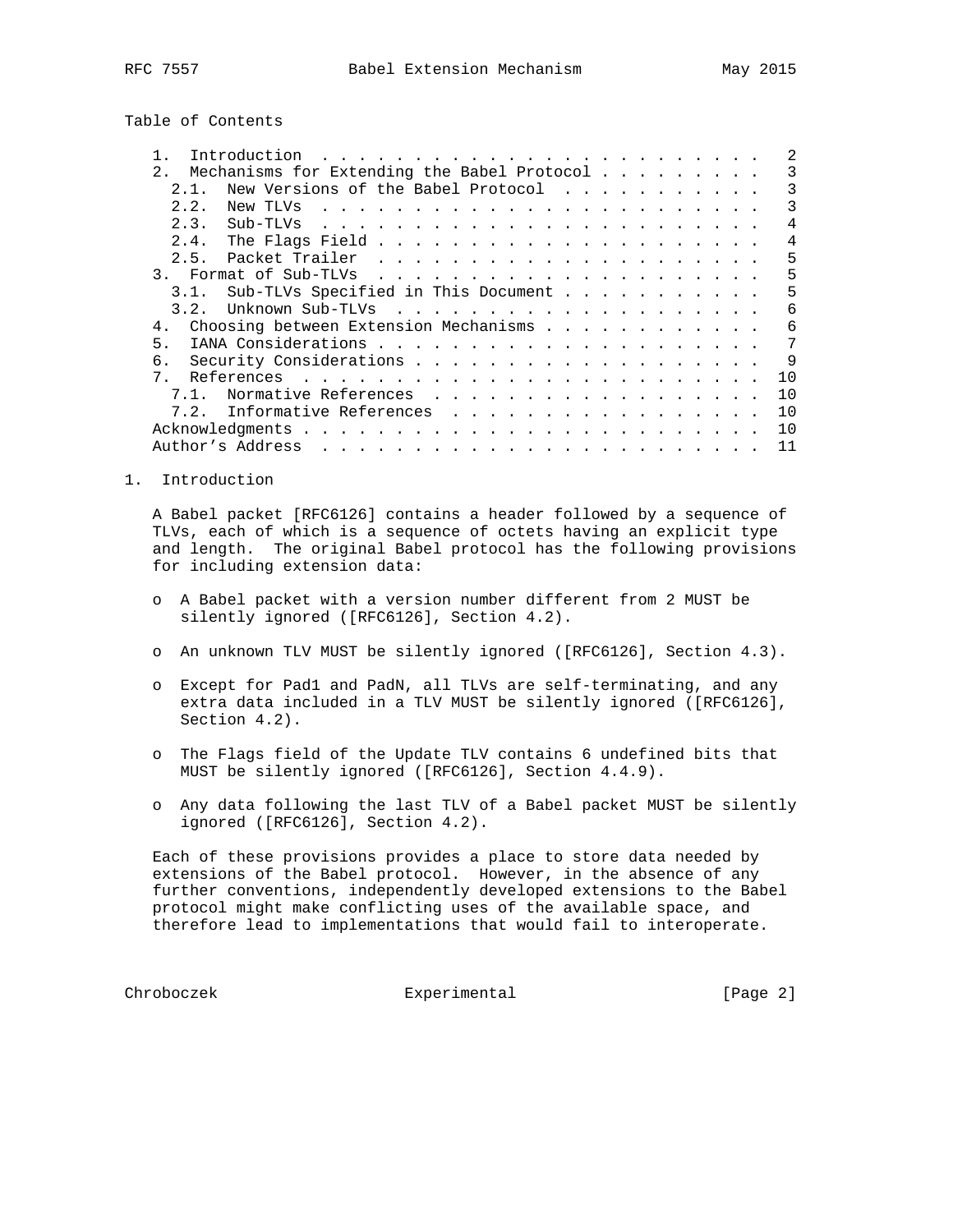Table of Contents

```
   1.  Introduction . . . . . . . . . . . . . . . . . . . . . . . .   2
   2.  Mechanisms for Extending the Babel Protocol . . . . . . . . .   3
     2.1.  New Versions of the Babel Protocol  . . . . . . . . . . .   3
     2.2.  New TLVs  . . . . . . . . . . . . . . . . . . . . . . . .   3
     2.3.  Sub-TLVs  . . . . . . . . . . . . . . . . . . . . . . . .   4
     2.4.  The Flags Field . . . . . . . . . . . . . . . . . . . . .   4
     2.5.  Packet Trailer  . . . . . . . . . . . . . . . . . . . . .   5
   3.  Format of Sub-TLVs  . . . . . . . . . . . . . . . . . . . . .   5
     3.1.  Sub-TLVs Specified in This Document . . . . . . . . . . .   5
     3.2.  Unknown Sub-TLVs  . . . . . . . . . . . . . . . . . . . .   6
   4.  Choosing between Extension Mechanisms . . . . . . . . . . . .   6
   5.  IANA Considerations . . . . . . . . . . . . . . . . . . . . .   7
   6.  Security Considerations . . . . . . . . . . . . . . . . . . .   9
   7.  References  . . . . . . . . . . . . . . . . . . . . . . . . .  10
     7.1.  Normative References  . . . . . . . . . . . . . . . . . .  10
     7.2.  Informative References  . . . . . . . . . . . . . . . . .  10
   Acknowledgments . . . . . . . . . . . . . . . . . . . . . . . . .  10
   Author's Address  . . . . . . . . . . . . . . . . . . . . . . . .  11
```

## 1. Introduction

A Babel packet [RFC6126] contains a header followed by a sequence of TLVs, each of which is a sequence of octets having an explicit type and length. The original Babel protocol has the following provisions for including extension data:

- A Babel packet with a version number different from 2 MUST be silently ignored ([RFC6126], Section 4.2).
- An unknown TLV MUST be silently ignored ([RFC6126], Section 4.3).
- Except for Pad1 and PadN, all TLVs are self-terminating, and any extra data included in a TLV MUST be silently ignored ([RFC6126], Section 4.2).
- The Flags field of the Update TLV contains 6 undefined bits that MUST be silently ignored ([RFC6126], Section 4.4.9).
- Any data following the last TLV of a Babel packet MUST be silently ignored ([RFC6126], Section 4.2).

Each of these provisions provides a place to store data needed by extensions of the Babel protocol. However, in the absence of any further conventions, independently developed extensions to the Babel protocol might make conflicting uses of the available space, and therefore lead to implementations that would fail to interoperate.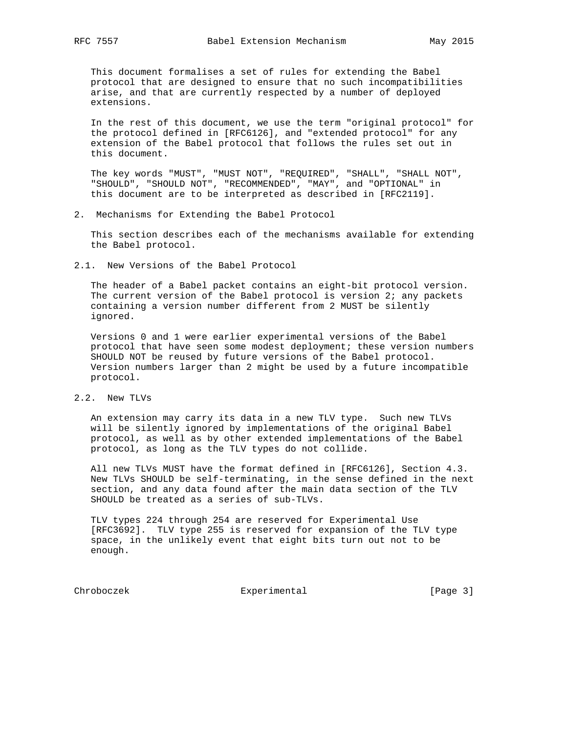This document formalises a set of rules for extending the Babel protocol that are designed to ensure that no such incompatibilities arise, and that are currently respected by a number of deployed extensions.

In the rest of this document, we use the term "original protocol" for the protocol defined in [RFC6126], and "extended protocol" for any extension of the Babel protocol that follows the rules set out in this document.

The key words "MUST", "MUST NOT", "REQUIRED", "SHALL", "SHALL NOT", "SHOULD", "SHOULD NOT", "RECOMMENDED", "MAY", and "OPTIONAL" in this document are to be interpreted as described in [RFC2119].

## 2. Mechanisms for Extending the Babel Protocol

This section describes each of the mechanisms available for extending the Babel protocol.

### 2.1. New Versions of the Babel Protocol

The header of a Babel packet contains an eight-bit protocol version. The current version of the Babel protocol is version 2; any packets containing a version number different from 2 MUST be silently ignored.

Versions 0 and 1 were earlier experimental versions of the Babel protocol that have seen some modest deployment; these version numbers SHOULD NOT be reused by future versions of the Babel protocol. Version numbers larger than 2 might be used by a future incompatible protocol.

### 2.2. New TLVs

An extension may carry its data in a new TLV type. Such new TLVs will be silently ignored by implementations of the original Babel protocol, as well as by other extended implementations of the Babel protocol, as long as the TLV types do not collide.

All new TLVs MUST have the format defined in [RFC6126], Section 4.3. New TLVs SHOULD be self-terminating, in the sense defined in the next section, and any data found after the main data section of the TLV SHOULD be treated as a series of sub-TLVs.

TLV types 224 through 254 are reserved for Experimental Use [RFC3692]. TLV type 255 is reserved for expansion of the TLV type space, in the unlikely event that eight bits turn out not to be enough.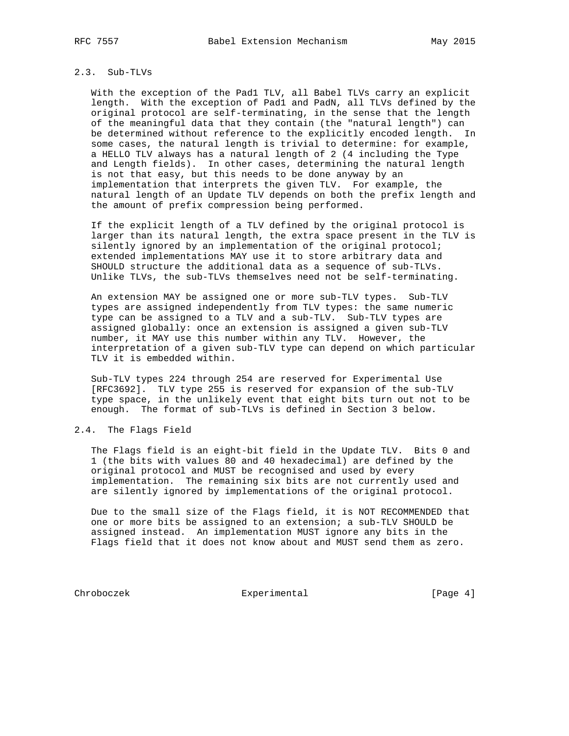### 2.3. Sub-TLVs

With the exception of the Pad1 TLV, all Babel TLVs carry an explicit length. With the exception of Pad1 and PadN, all TLVs defined by the original protocol are self-terminating, in the sense that the length of the meaningful data that they contain (the "natural length") can be determined without reference to the explicitly encoded length. In some cases, the natural length is trivial to determine: for example, a HELLO TLV always has a natural length of 2 (4 including the Type and Length fields). In other cases, determining the natural length is not that easy, but this needs to be done anyway by an implementation that interprets the given TLV. For example, the natural length of an Update TLV depends on both the prefix length and the amount of prefix compression being performed.

If the explicit length of a TLV defined by the original protocol is larger than its natural length, the extra space present in the TLV is silently ignored by an implementation of the original protocol; extended implementations MAY use it to store arbitrary data and SHOULD structure the additional data as a sequence of sub-TLVs. Unlike TLVs, the sub-TLVs themselves need not be self-terminating.

An extension MAY be assigned one or more sub-TLV types. Sub-TLV types are assigned independently from TLV types: the same numeric type can be assigned to a TLV and a sub-TLV. Sub-TLV types are assigned globally: once an extension is assigned a given sub-TLV number, it MAY use this number within any TLV. However, the interpretation of a given sub-TLV type can depend on which particular TLV it is embedded within.

Sub-TLV types 224 through 254 are reserved for Experimental Use [RFC3692]. TLV type 255 is reserved for expansion of the sub-TLV type space, in the unlikely event that eight bits turn out not to be enough. The format of sub-TLVs is defined in Section 3 below.

### 2.4. The Flags Field

The Flags field is an eight-bit field in the Update TLV. Bits 0 and 1 (the bits with values 80 and 40 hexadecimal) are defined by the original protocol and MUST be recognised and used by every implementation. The remaining six bits are not currently used and are silently ignored by implementations of the original protocol.

Due to the small size of the Flags field, it is NOT RECOMMENDED that one or more bits be assigned to an extension; a sub-TLV SHOULD be assigned instead. An implementation MUST ignore any bits in the Flags field that it does not know about and MUST send them as zero.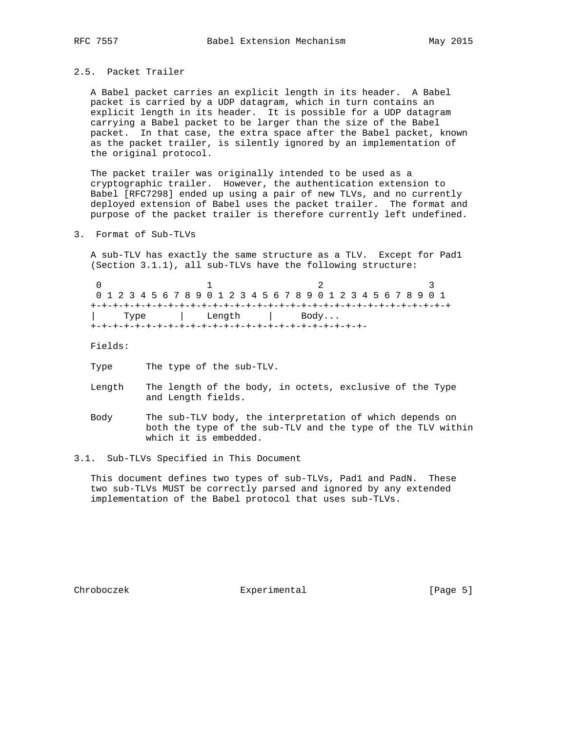### 2.5. Packet Trailer

A Babel packet carries an explicit length in its header. A Babel packet is carried by a UDP datagram, which in turn contains an explicit length in its header. It is possible for a UDP datagram carrying a Babel packet to be larger than the size of the Babel packet. In that case, the extra space after the Babel packet, known as the packet trailer, is silently ignored by an implementation of the original protocol.

The packet trailer was originally intended to be used as a cryptographic trailer. However, the authentication extension to Babel [RFC7298] ended up using a pair of new TLVs, and no currently deployed extension of Babel uses the packet trailer. The format and purpose of the packet trailer is therefore currently left undefined.

## 3. Format of Sub-TLVs

A sub-TLV has exactly the same structure as a TLV. Except for Pad1 (Section 3.1.1), all sub-TLVs have the following structure:

```
 0                   1                   2                   3
 0 1 2 3 4 5 6 7 8 9 0 1 2 3 4 5 6 7 8 9 0 1 2 3 4 5 6 7 8 9 0 1
+-+-+-+-+-+-+-+-+-+-+-+-+-+-+-+-+-+-+-+-+-+-+-+-+-+-+-+-+-+-+-+-+
|     Type      |    Length     |     Body...
+-+-+-+-+-+-+-+-+-+-+-+-+-+-+-+-+-+-+-+-+-+-+-+-+-+-+-
```

Fields:

Type      The type of the sub-TLV.

Length    The length of the body, in octets, exclusive of the Type and Length fields.

Body      The sub-TLV body, the interpretation of which depends on both the type of the sub-TLV and the type of the TLV within which it is embedded.

### 3.1. Sub-TLVs Specified in This Document

This document defines two types of sub-TLVs, Pad1 and PadN. These two sub-TLVs MUST be correctly parsed and ignored by any extended implementation of the Babel protocol that uses sub-TLVs.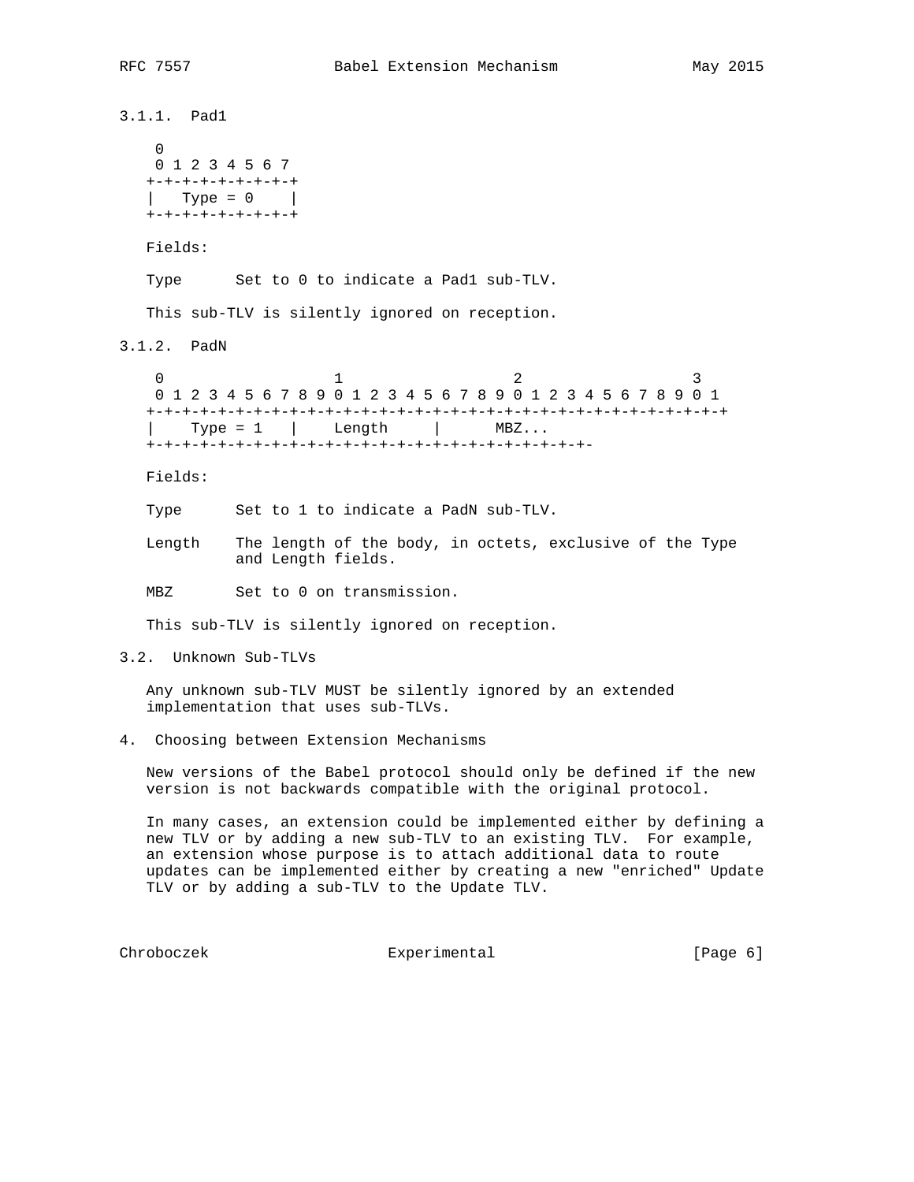### 3.1.1. Pad1

```
 0
 0 1 2 3 4 5 6 7
+-+-+-+-+-+-+-+-+
|   Type = 0    |
+-+-+-+-+-+-+-+-+
```

Fields:

Type      Set to 0 to indicate a Pad1 sub-TLV.

This sub-TLV is silently ignored on reception.

### 3.1.2. PadN

```
 0                   1                   2                   3
 0 1 2 3 4 5 6 7 8 9 0 1 2 3 4 5 6 7 8 9 0 1 2 3 4 5 6 7 8 9 0 1
+-+-+-+-+-+-+-+-+-+-+-+-+-+-+-+-+-+-+-+-+-+-+-+-+-+-+-+-+-+-+-+-+
|    Type = 1   |    Length     |      MBZ...
+-+-+-+-+-+-+-+-+-+-+-+-+-+-+-+-+-+-+-+-+-+-+-+-+-+-
```

Fields:

Type      Set to 1 to indicate a PadN sub-TLV.

Length    The length of the body, in octets, exclusive of the Type and Length fields.

MBZ       Set to 0 on transmission.

This sub-TLV is silently ignored on reception.

## 3.2. Unknown Sub-TLVs

Any unknown sub-TLV MUST be silently ignored by an extended implementation that uses sub-TLVs.

# 4. Choosing between Extension Mechanisms

New versions of the Babel protocol should only be defined if the new version is not backwards compatible with the original protocol.

In many cases, an extension could be implemented either by defining a new TLV or by adding a new sub-TLV to an existing TLV. For example, an extension whose purpose is to attach additional data to route updates can be implemented either by creating a new "enriched" Update TLV or by adding a sub-TLV to the Update TLV.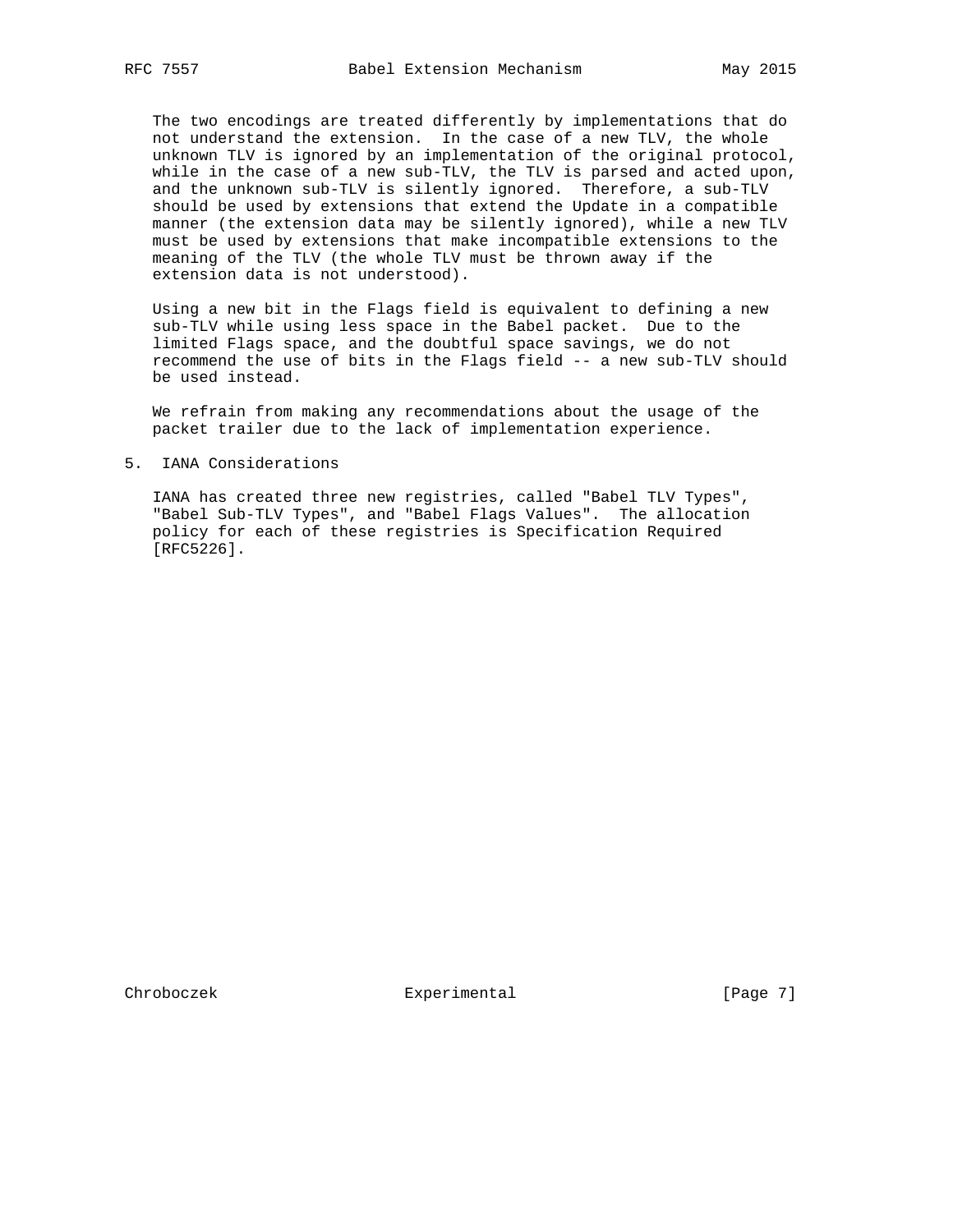The two encodings are treated differently by implementations that do not understand the extension. In the case of a new TLV, the whole unknown TLV is ignored by an implementation of the original protocol, while in the case of a new sub-TLV, the TLV is parsed and acted upon, and the unknown sub-TLV is silently ignored. Therefore, a sub-TLV should be used by extensions that extend the Update in a compatible manner (the extension data may be silently ignored), while a new TLV must be used by extensions that make incompatible extensions to the meaning of the TLV (the whole TLV must be thrown away if the extension data is not understood).

Using a new bit in the Flags field is equivalent to defining a new sub-TLV while using less space in the Babel packet. Due to the limited Flags space, and the doubtful space savings, we do not recommend the use of bits in the Flags field -- a new sub-TLV should be used instead.

We refrain from making any recommendations about the usage of the packet trailer due to the lack of implementation experience.

## 5. IANA Considerations

IANA has created three new registries, called "Babel TLV Types", "Babel Sub-TLV Types", and "Babel Flags Values". The allocation policy for each of these registries is Specification Required [RFC5226].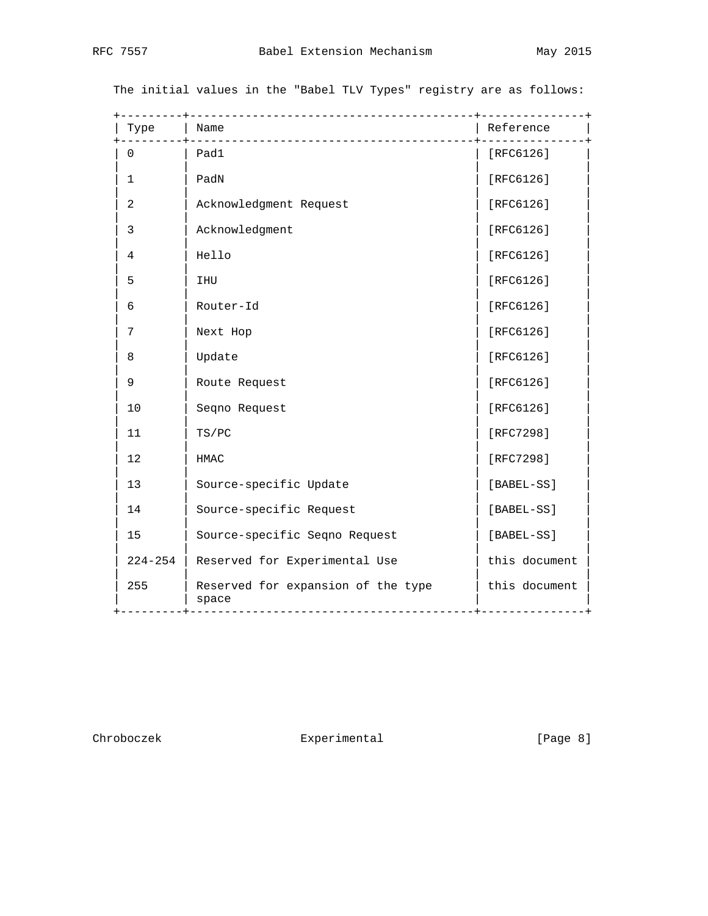The initial values in the "Babel TLV Types" registry are as follows:

| Type | Name | Reference |
|---|---|---|
| 0 | Pad1 | [RFC6126] |
| 1 | PadN | [RFC6126] |
| 2 | Acknowledgment Request | [RFC6126] |
| 3 | Acknowledgment | [RFC6126] |
| 4 | Hello | [RFC6126] |
| 5 | IHU | [RFC6126] |
| 6 | Router-Id | [RFC6126] |
| 7 | Next Hop | [RFC6126] |
| 8 | Update | [RFC6126] |
| 9 | Route Request | [RFC6126] |
| 10 | Seqno Request | [RFC6126] |
| 11 | TS/PC | [RFC7298] |
| 12 | HMAC | [RFC7298] |
| 13 | Source-specific Update | [BABEL-SS] |
| 14 | Source-specific Request | [BABEL-SS] |
| 15 | Source-specific Seqno Request | [BABEL-SS] |
| 224-254 | Reserved for Experimental Use | this document |
| 255 | Reserved for expansion of the type space | this document |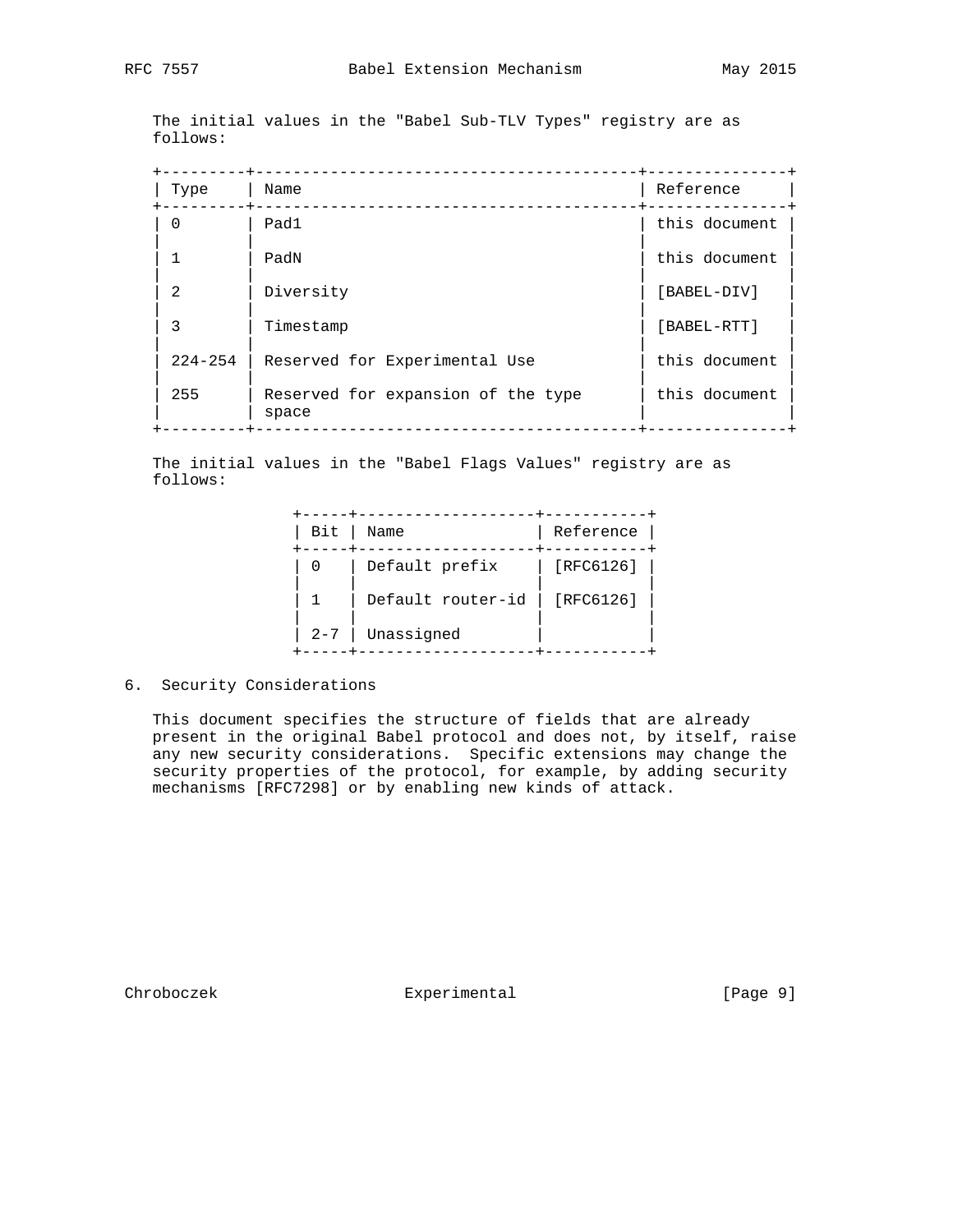The initial values in the "Babel Sub-TLV Types" registry are as follows:

| Type | Name | Reference |
| --- | --- | --- |
| 0 | Pad1 | this document |
| 1 | PadN | this document |
| 2 | Diversity | [BABEL-DIV] |
| 3 | Timestamp | [BABEL-RTT] |
| 224-254 | Reserved for Experimental Use | this document |
| 255 | Reserved for expansion of the type space | this document |

The initial values in the "Babel Flags Values" registry are as follows:

| Bit | Name | Reference |
| --- | --- | --- |
| 0 | Default prefix | [RFC6126] |
| 1 | Default router-id | [RFC6126] |
| 2-7 | Unassigned | |

## 6. Security Considerations

This document specifies the structure of fields that are already present in the original Babel protocol and does not, by itself, raise any new security considerations. Specific extensions may change the security properties of the protocol, for example, by adding security mechanisms [RFC7298] or by enabling new kinds of attack.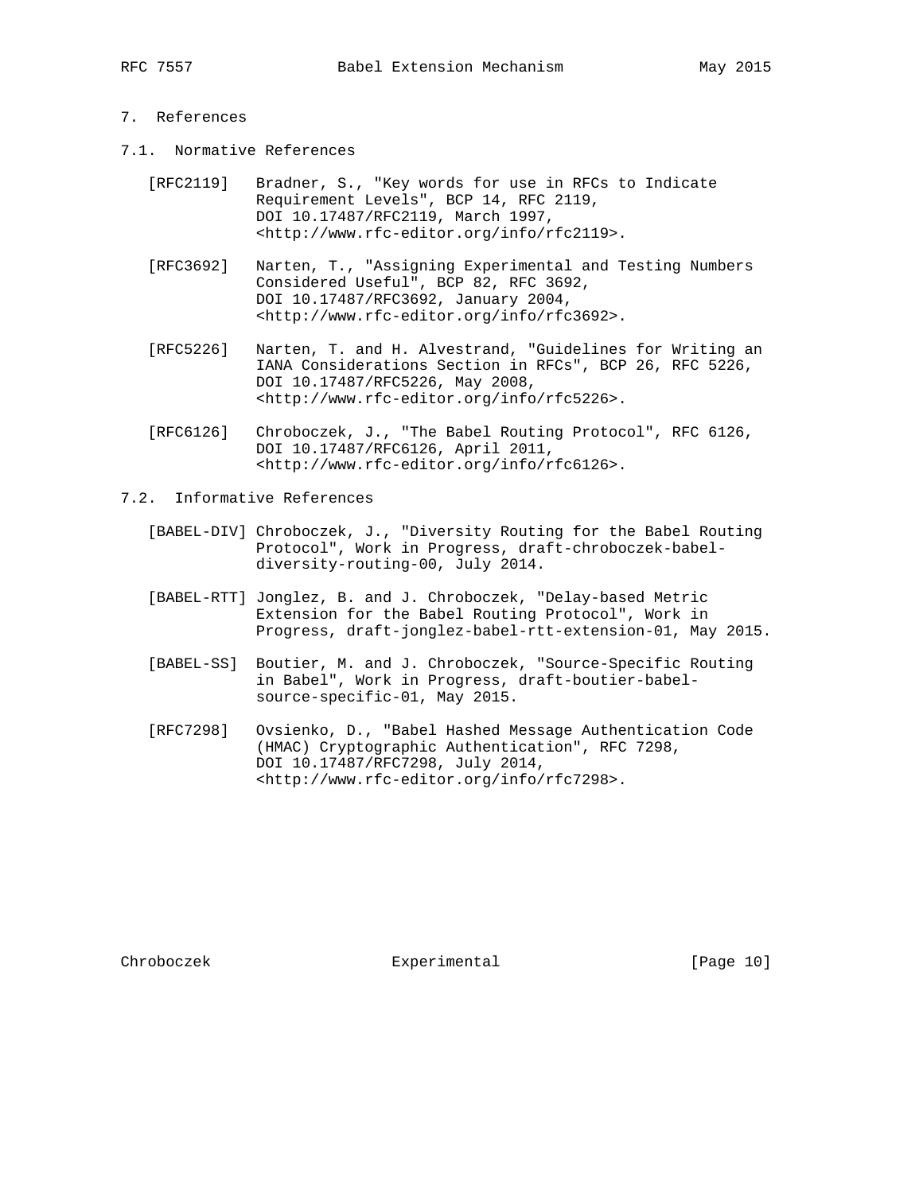## 7. References

### 7.1. Normative References

[RFC2119] Bradner, S., "Key words for use in RFCs to Indicate Requirement Levels", BCP 14, RFC 2119, DOI 10.17487/RFC2119, March 1997, <http://www.rfc-editor.org/info/rfc2119>.

[RFC3692] Narten, T., "Assigning Experimental and Testing Numbers Considered Useful", BCP 82, RFC 3692, DOI 10.17487/RFC3692, January 2004, <http://www.rfc-editor.org/info/rfc3692>.

[RFC5226] Narten, T. and H. Alvestrand, "Guidelines for Writing an IANA Considerations Section in RFCs", BCP 26, RFC 5226, DOI 10.17487/RFC5226, May 2008, <http://www.rfc-editor.org/info/rfc5226>.

[RFC6126] Chroboczek, J., "The Babel Routing Protocol", RFC 6126, DOI 10.17487/RFC6126, April 2011, <http://www.rfc-editor.org/info/rfc6126>.

### 7.2. Informative References

[BABEL-DIV] Chroboczek, J., "Diversity Routing for the Babel Routing Protocol", Work in Progress, draft-chroboczek-babel-diversity-routing-00, July 2014.

[BABEL-RTT] Jonglez, B. and J. Chroboczek, "Delay-based Metric Extension for the Babel Routing Protocol", Work in Progress, draft-jonglez-babel-rtt-extension-01, May 2015.

[BABEL-SS] Boutier, M. and J. Chroboczek, "Source-Specific Routing in Babel", Work in Progress, draft-boutier-babel-source-specific-01, May 2015.

[RFC7298] Ovsienko, D., "Babel Hashed Message Authentication Code (HMAC) Cryptographic Authentication", RFC 7298, DOI 10.17487/RFC7298, July 2014, <http://www.rfc-editor.org/info/rfc7298>.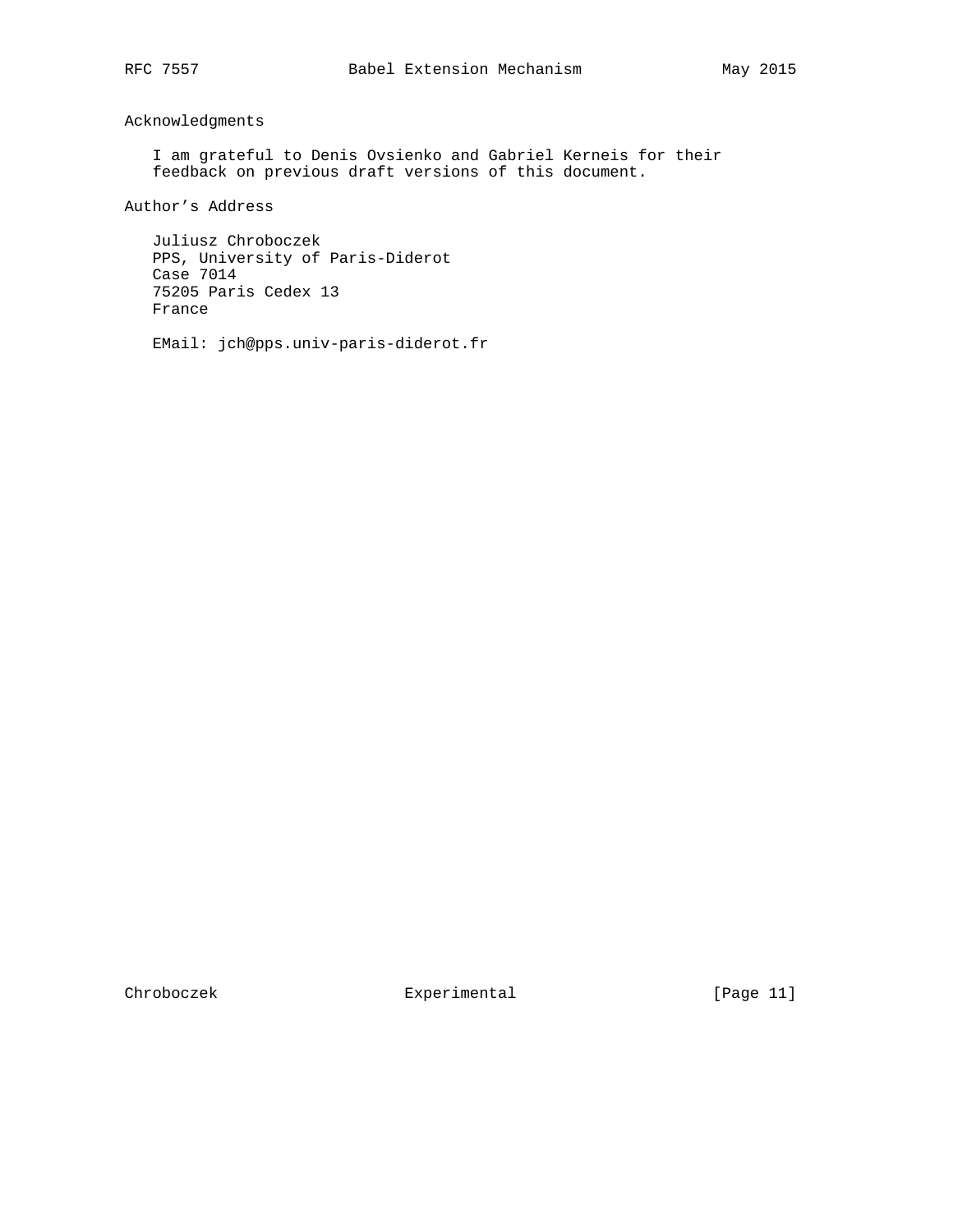## Acknowledgments

I am grateful to Denis Ovsienko and Gabriel Kerneis for their feedback on previous draft versions of this document.

## Author's Address

Juliusz Chroboczek
PPS, University of Paris-Diderot
Case 7014
75205 Paris Cedex 13
France

EMail: jch@pps.univ-paris-diderot.fr